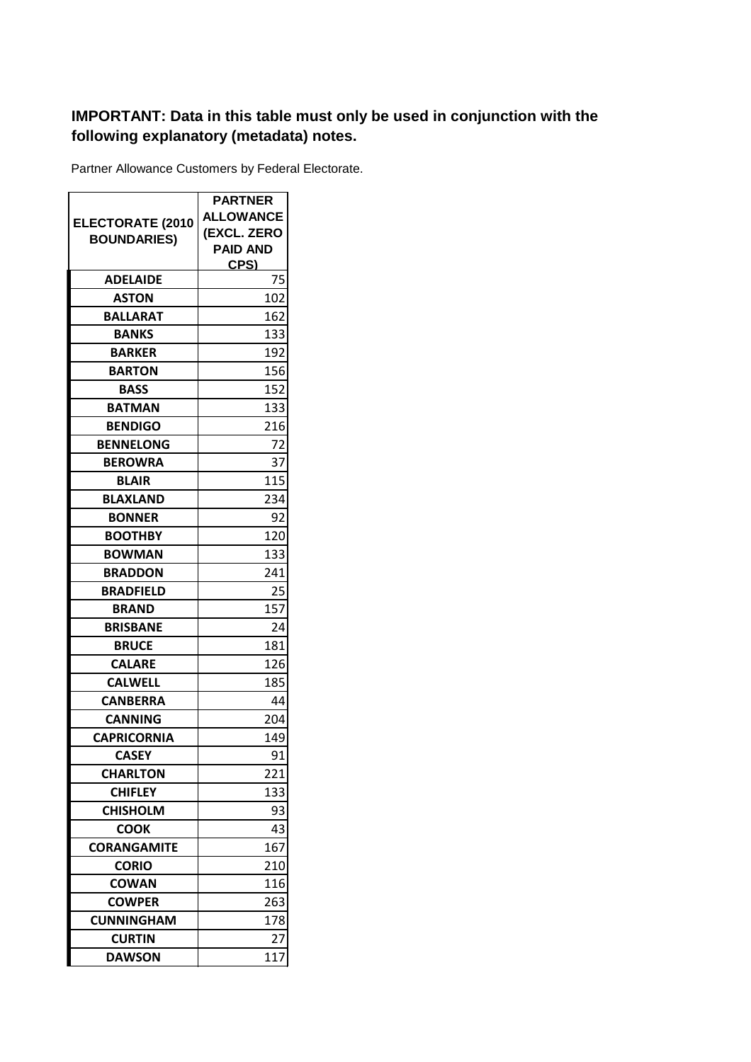**IMPORTANT: Data in this table must only be used in conjunction with the following explanatory (metadata) notes.**

Partner Allowance Customers by Federal Electorate.

| ELECTORATE (2010 BOUNDARIES) | PARTNER ALLOWANCE (EXCL. ZERO PAID AND CPS) |
|---|---|
| ADELAIDE | 75 |
| ASTON | 102 |
| BALLARAT | 162 |
| BANKS | 133 |
| BARKER | 192 |
| BARTON | 156 |
| BASS | 152 |
| BATMAN | 133 |
| BENDIGO | 216 |
| BENNELONG | 72 |
| BEROWRA | 37 |
| BLAIR | 115 |
| BLAXLAND | 234 |
| BONNER | 92 |
| BOOTHBY | 120 |
| BOWMAN | 133 |
| BRADDON | 241 |
| BRADFIELD | 25 |
| BRAND | 157 |
| BRISBANE | 24 |
| BRUCE | 181 |
| CALARE | 126 |
| CALWELL | 185 |
| CANBERRA | 44 |
| CANNING | 204 |
| CAPRICORNIA | 149 |
| CASEY | 91 |
| CHARLTON | 221 |
| CHIFLEY | 133 |
| CHISHOLM | 93 |
| COOK | 43 |
| CORANGAMITE | 167 |
| CORIO | 210 |
| COWAN | 116 |
| COWPER | 263 |
| CUNNINGHAM | 178 |
| CURTIN | 27 |
| DAWSON | 117 |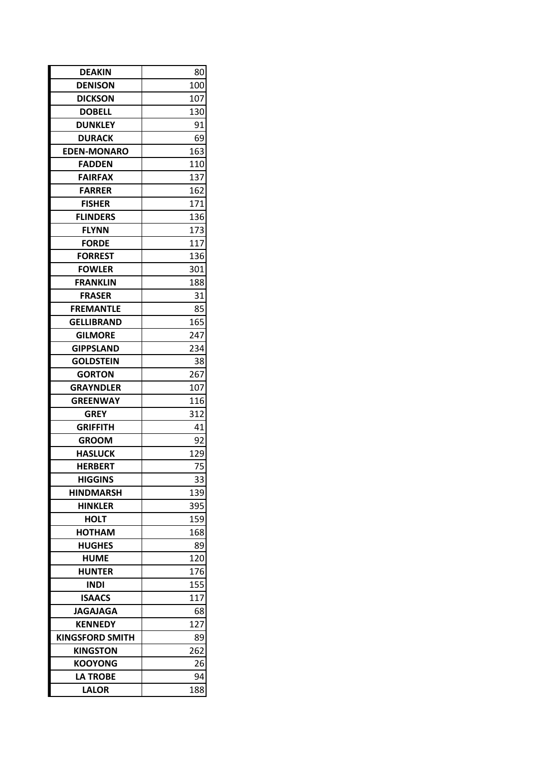| | |
|---|---|
| DEAKIN | 80 |
| DENISON | 100 |
| DICKSON | 107 |
| DOBELL | 130 |
| DUNKLEY | 91 |
| DURACK | 69 |
| EDEN-MONARO | 163 |
| FADDEN | 110 |
| FAIRFAX | 137 |
| FARRER | 162 |
| FISHER | 171 |
| FLINDERS | 136 |
| FLYNN | 173 |
| FORDE | 117 |
| FORREST | 136 |
| FOWLER | 301 |
| FRANKLIN | 188 |
| FRASER | 31 |
| FREMANTLE | 85 |
| GELLIBRAND | 165 |
| GILMORE | 247 |
| GIPPSLAND | 234 |
| GOLDSTEIN | 38 |
| GORTON | 267 |
| GRAYNDLER | 107 |
| GREENWAY | 116 |
| GREY | 312 |
| GRIFFITH | 41 |
| GROOM | 92 |
| HASLUCK | 129 |
| HERBERT | 75 |
| HIGGINS | 33 |
| HINDMARSH | 139 |
| HINKLER | 395 |
| HOLT | 159 |
| HOTHAM | 168 |
| HUGHES | 89 |
| HUME | 120 |
| HUNTER | 176 |
| INDI | 155 |
| ISAACS | 117 |
| JAGAJAGA | 68 |
| KENNEDY | 127 |
| KINGSFORD SMITH | 89 |
| KINGSTON | 262 |
| KOOYONG | 26 |
| LA TROBE | 94 |
| LALOR | 188 |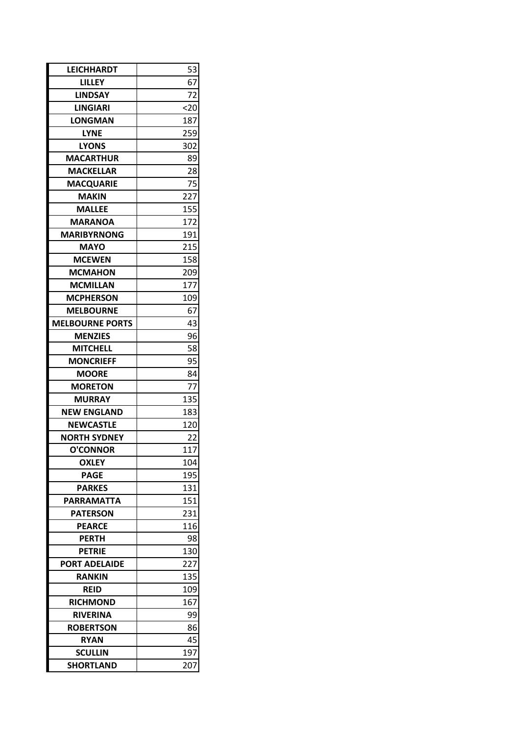| | |
|---|---|
| **LEICHHARDT** | 53 |
| **LILLEY** | 67 |
| **LINDSAY** | 72 |
| **LINGIARI** | <20 |
| **LONGMAN** | 187 |
| **LYNE** | 259 |
| **LYONS** | 302 |
| **MACARTHUR** | 89 |
| **MACKELLAR** | 28 |
| **MACQUARIE** | 75 |
| **MAKIN** | 227 |
| **MALLEE** | 155 |
| **MARANOA** | 172 |
| **MARIBYRNONG** | 191 |
| **MAYO** | 215 |
| **MCEWEN** | 158 |
| **MCMAHON** | 209 |
| **MCMILLAN** | 177 |
| **MCPHERSON** | 109 |
| **MELBOURNE** | 67 |
| **MELBOURNE PORTS** | 43 |
| **MENZIES** | 96 |
| **MITCHELL** | 58 |
| **MONCRIEFF** | 95 |
| **MOORE** | 84 |
| **MORETON** | 77 |
| **MURRAY** | 135 |
| **NEW ENGLAND** | 183 |
| **NEWCASTLE** | 120 |
| **NORTH SYDNEY** | 22 |
| **O'CONNOR** | 117 |
| **OXLEY** | 104 |
| **PAGE** | 195 |
| **PARKES** | 131 |
| **PARRAMATTA** | 151 |
| **PATERSON** | 231 |
| **PEARCE** | 116 |
| **PERTH** | 98 |
| **PETRIE** | 130 |
| **PORT ADELAIDE** | 227 |
| **RANKIN** | 135 |
| **REID** | 109 |
| **RICHMOND** | 167 |
| **RIVERINA** | 99 |
| **ROBERTSON** | 86 |
| **RYAN** | 45 |
| **SCULLIN** | 197 |
| **SHORTLAND** | 207 |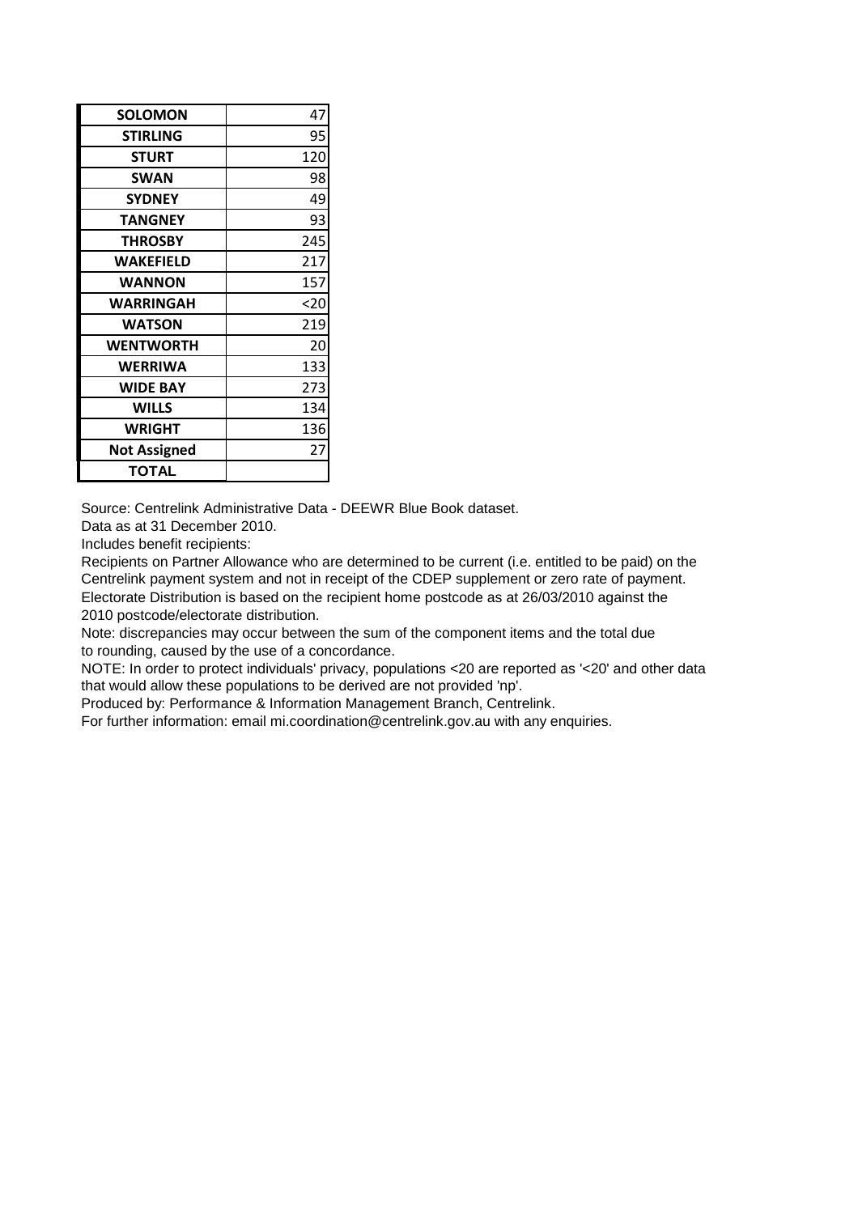| | |
|---|---|
| **SOLOMON** | 47 |
| **STIRLING** | 95 |
| **STURT** | 120 |
| **SWAN** | 98 |
| **SYDNEY** | 49 |
| **TANGNEY** | 93 |
| **THROSBY** | 245 |
| **WAKEFIELD** | 217 |
| **WANNON** | 157 |
| **WARRINGAH** | <20 |
| **WATSON** | 219 |
| **WENTWORTH** | 20 |
| **WERRIWA** | 133 |
| **WIDE BAY** | 273 |
| **WILLS** | 134 |
| **WRIGHT** | 136 |
| **Not Assigned** | 27 |
| **TOTAL** | |

Source: Centrelink Administrative Data - DEEWR Blue Book dataset.

Data as at 31 December 2010.

Includes benefit recipients:

Recipients on Partner Allowance who are determined to be current (i.e. entitled to be paid) on the Centrelink payment system and not in receipt of the CDEP supplement or zero rate of payment.

Electorate Distribution is based on the recipient home postcode as at 26/03/2010 against the 2010 postcode/electorate distribution.

Note: discrepancies may occur between the sum of the component items and the total due to rounding, caused by the use of a concordance.

NOTE: In order to protect individuals' privacy, populations <20 are reported as '<20' and other data that would allow these populations to be derived are not provided 'np'.

Produced by: Performance & Information Management Branch, Centrelink.

For further information: email mi.coordination@centrelink.gov.au with any enquiries.